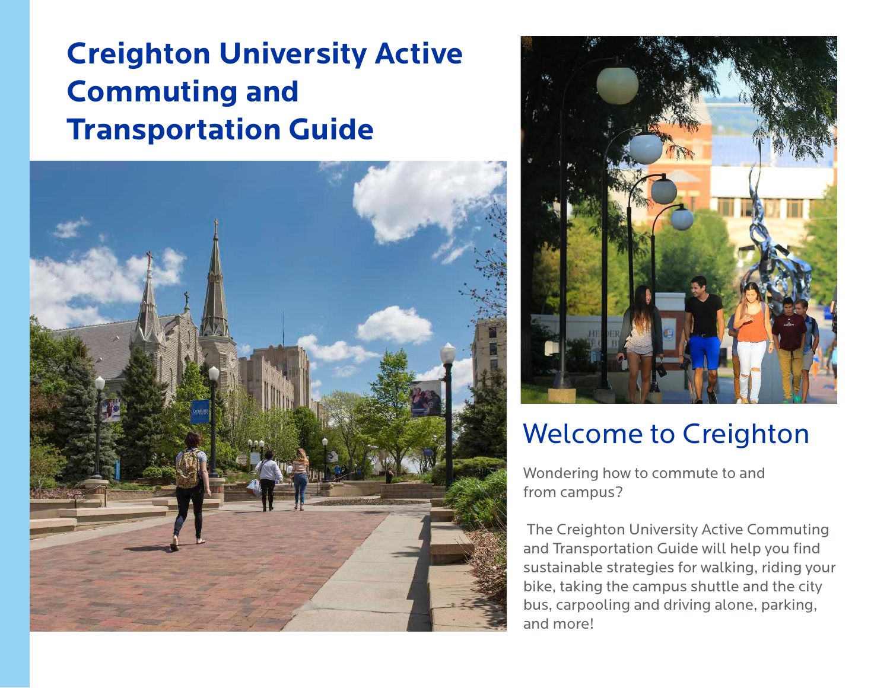# Creighton University Active Commuting and Transportation Guide

## Welcome to Creighton

Wondering how to commute to and from campus?

The Creighton University Active Commuting and Transportation Guide will help you find sustainable strategies for walking, riding your bike, taking the campus shuttle and the city bus, carpooling and driving alone, parking, and more!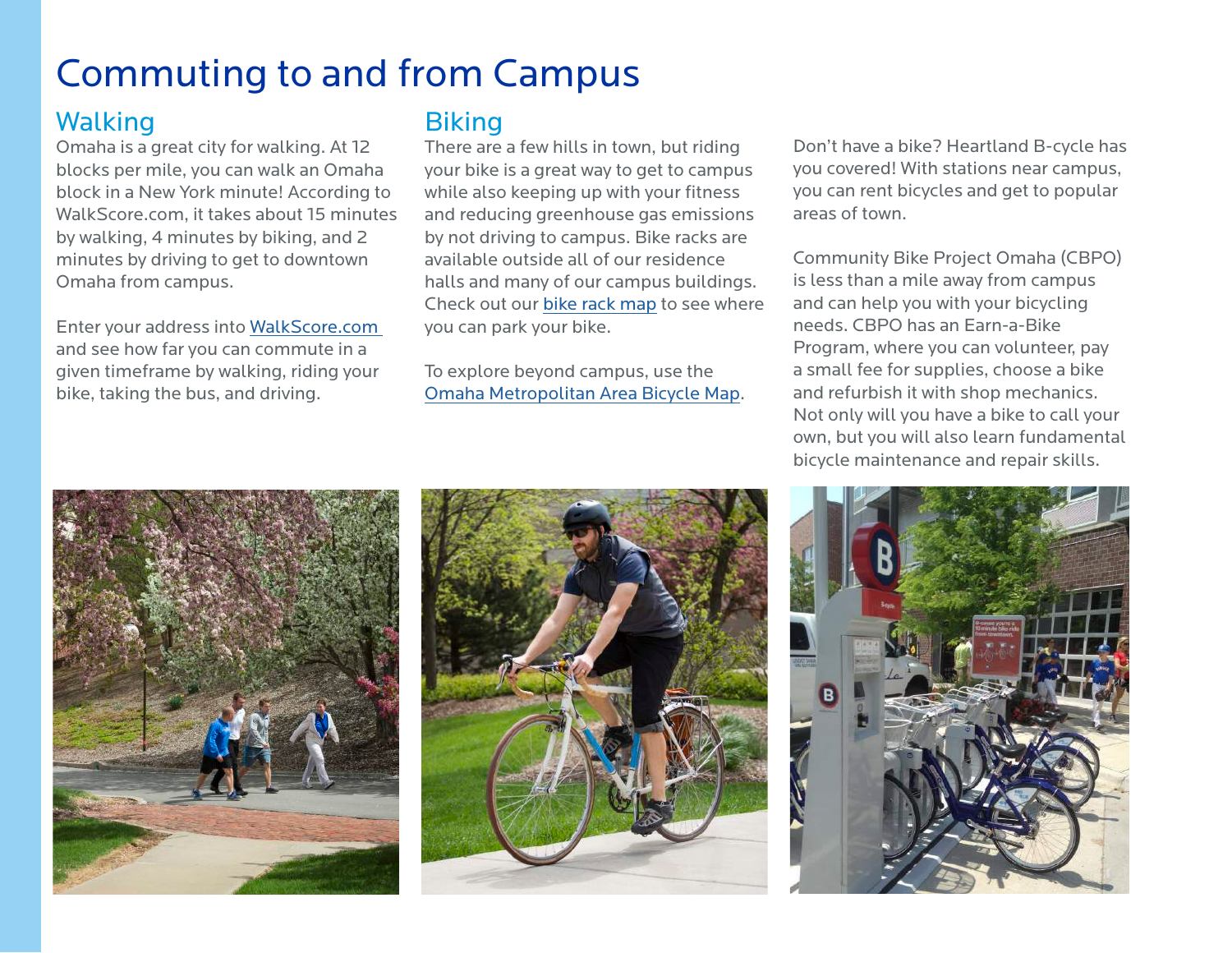# Commuting to and from Campus

## Walking

Omaha is a great city for walking. At 12 blocks per mile, you can walk an Omaha block in a New York minute! According to WalkScore.com, it takes about 15 minutes by walking, 4 minutes by biking, and 2 minutes by driving to get to downtown Omaha from campus.

Enter your address into WalkScore.com and see how far you can commute in a given timeframe by walking, riding your bike, taking the bus, and driving.

## Biking

There are a few hills in town, but riding your bike is a great way to get to campus while also keeping up with your fitness and reducing greenhouse gas emissions by not driving to campus. Bike racks are available outside all of our residence halls and many of our campus buildings. Check out our bike rack map to see where you can park your bike.

To explore beyond campus, use the Omaha Metropolitan Area Bicycle Map.

Don't have a bike? Heartland B-cycle has you covered! With stations near campus, you can rent bicycles and get to popular areas of town.

Community Bike Project Omaha (CBPO) is less than a mile away from campus and can help you with your bicycling needs. CBPO has an Earn-a-Bike Program, where you can volunteer, pay a small fee for supplies, choose a bike and refurbish it with shop mechanics. Not only will you have a bike to call your own, but you will also learn fundamental bicycle maintenance and repair skills.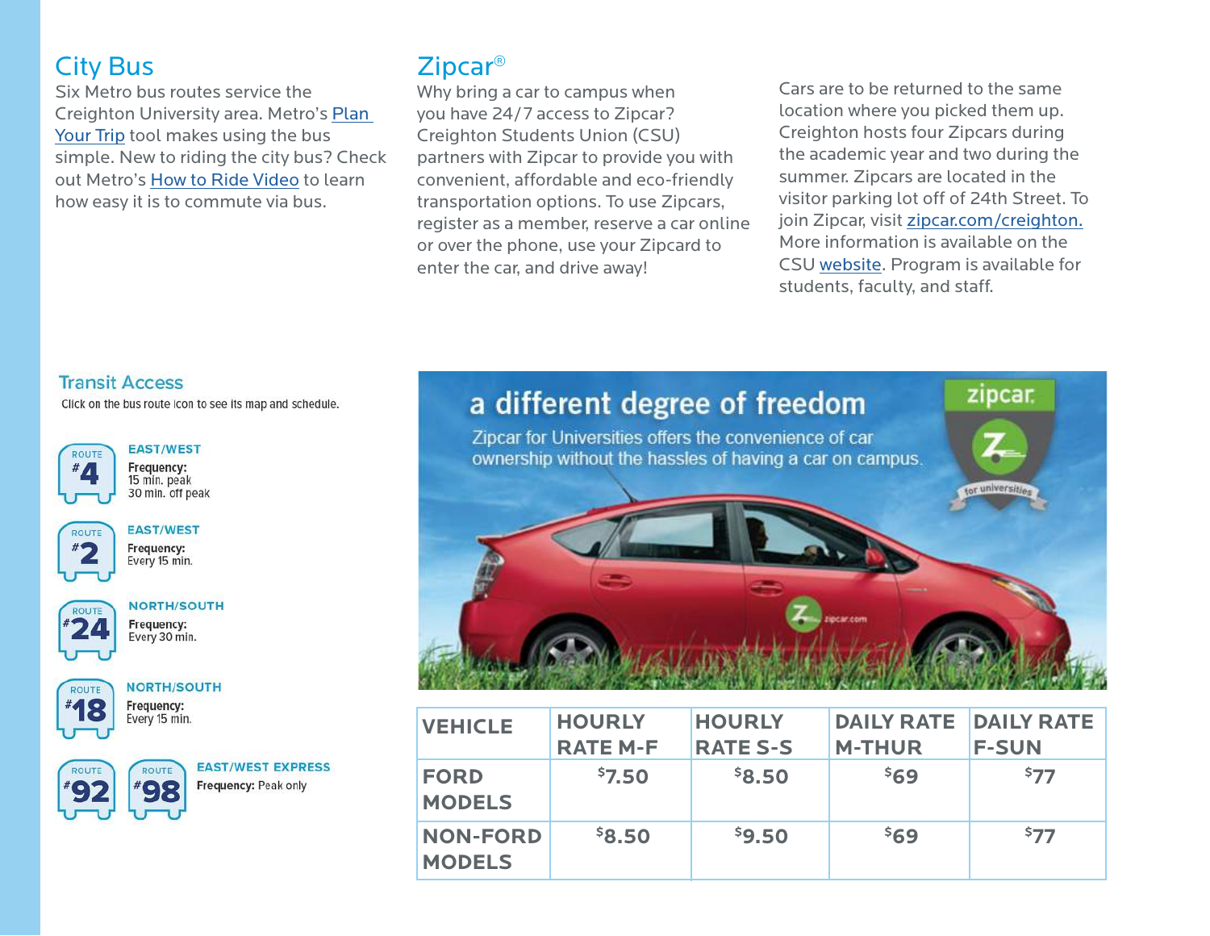## City Bus

Six Metro bus routes service the Creighton University area. Metro's Plan Your Trip tool makes using the bus simple. New to riding the city bus? Check out Metro's How to Ride Video to learn how easy it is to commute via bus.

### Transit Access

Click on the bus route icon to see its map and schedule.

**ROUTE #4** — EAST/WEST
**Frequency:** 15 min. peak, 30 min. off peak

**ROUTE #2** — EAST/WEST
**Frequency:** Every 15 min.

**ROUTE #24** — NORTH/SOUTH
**Frequency:** Every 30 min.

**ROUTE #18** — NORTH/SOUTH
**Frequency:** Every 15 min.

**ROUTE #92, ROUTE #98** — EAST/WEST EXPRESS
**Frequency:** Peak only

## Zipcar®

Why bring a car to campus when you have 24/7 access to Zipcar? Creighton Students Union (CSU) partners with Zipcar to provide you with convenient, affordable and eco-friendly transportation options. To use Zipcars, register as a member, reserve a car online or over the phone, use your Zipcard to enter the car, and drive away!

Cars are to be returned to the same location where you picked them up. Creighton hosts four Zipcars during the academic year and two during the summer. Zipcars are located in the visitor parking lot off of 24th Street. To join Zipcar, visit zipcar.com/creighton. More information is available on the CSU website. Program is available for students, faculty, and staff.

a different degree of freedom

Zipcar for Universities offers the convenience of car ownership without the hassles of having a car on campus.

| VEHICLE | HOURLY RATE M-F | HOURLY RATE S-S | DAILY RATE M-THUR | DAILY RATE F-SUN |
|---|---|---|---|---|
| FORD MODELS | $7.50 | $8.50 | $69 | $77 |
| NON-FORD MODELS | $8.50 | $9.50 | $69 | $77 |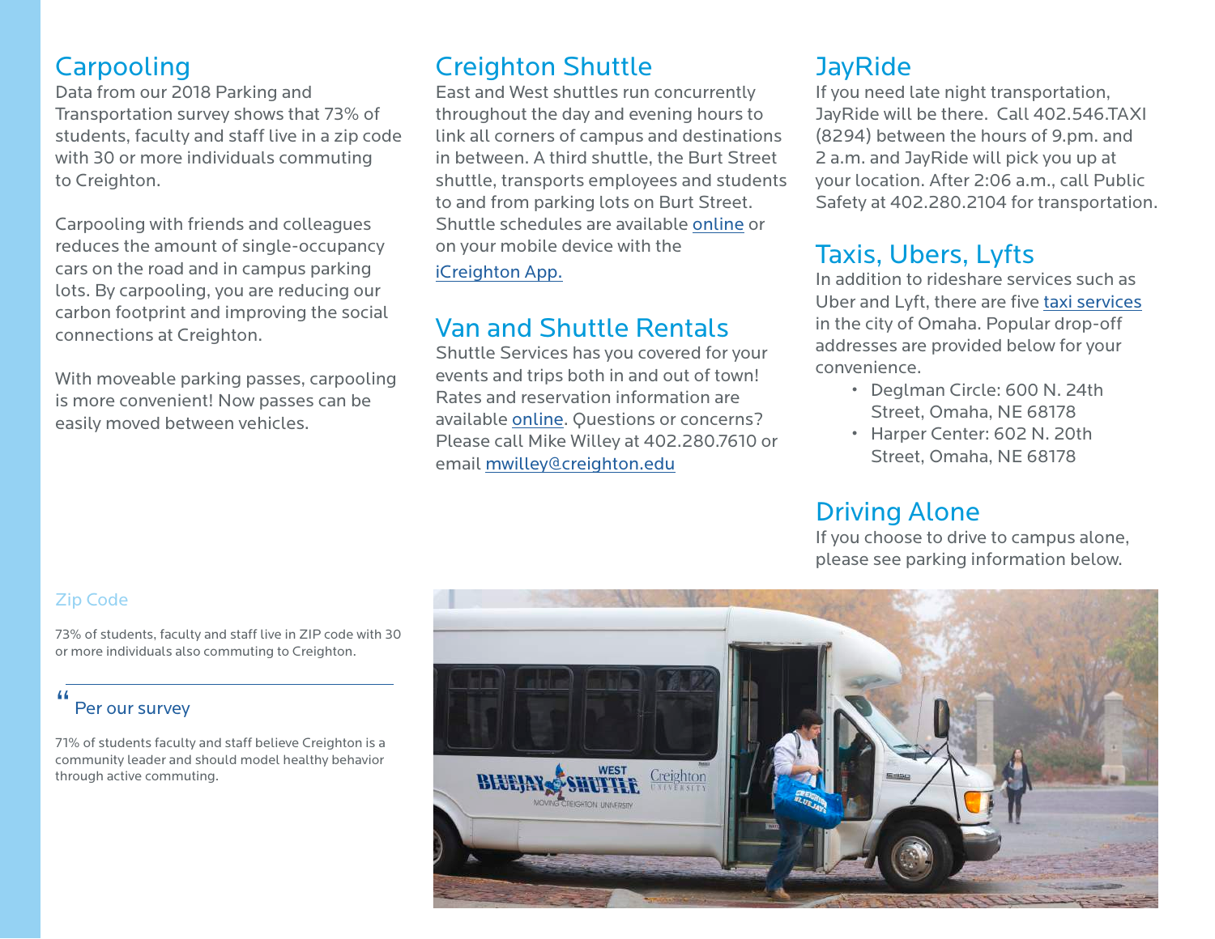## Carpooling

Data from our 2018 Parking and Transportation survey shows that 73% of students, faculty and staff live in a zip code with 30 or more individuals commuting to Creighton.

Carpooling with friends and colleagues reduces the amount of single-occupancy cars on the road and in campus parking lots. By carpooling, you are reducing our carbon footprint and improving the social connections at Creighton.

With moveable parking passes, carpooling is more convenient! Now passes can be easily moved between vehicles.

## Creighton Shuttle

East and West shuttles run concurrently throughout the day and evening hours to link all corners of campus and destinations in between. A third shuttle, the Burt Street shuttle, transports employees and students to and from parking lots on Burt Street. Shuttle schedules are available online or on your mobile device with the iCreighton App.

## Van and Shuttle Rentals

Shuttle Services has you covered for your events and trips both in and out of town! Rates and reservation information are available online. Questions or concerns? Please call Mike Willey at 402.280.7610 or email mwilley@creighton.edu

## JayRide

If you need late night transportation, JayRide will be there. Call 402.546.TAXI (8294) between the hours of 9.pm. and 2 a.m. and JayRide will pick you up at your location. After 2:06 a.m., call Public Safety at 402.280.2104 for transportation.

## Taxis, Ubers, Lyfts

In addition to rideshare services such as Uber and Lyft, there are five taxi services in the city of Omaha. Popular drop-off addresses are provided below for your convenience.

- Deglman Circle: 600 N. 24th Street, Omaha, NE 68178
- Harper Center: 602 N. 20th Street, Omaha, NE 68178

## Driving Alone

If you choose to drive to campus alone, please see parking information below.

### Zip Code

73% of students, faculty and staff live in ZIP code with 30 or more individuals also commuting to Creighton.

### Per our survey

71% of students faculty and staff believe Creighton is a community leader and should model healthy behavior through active commuting.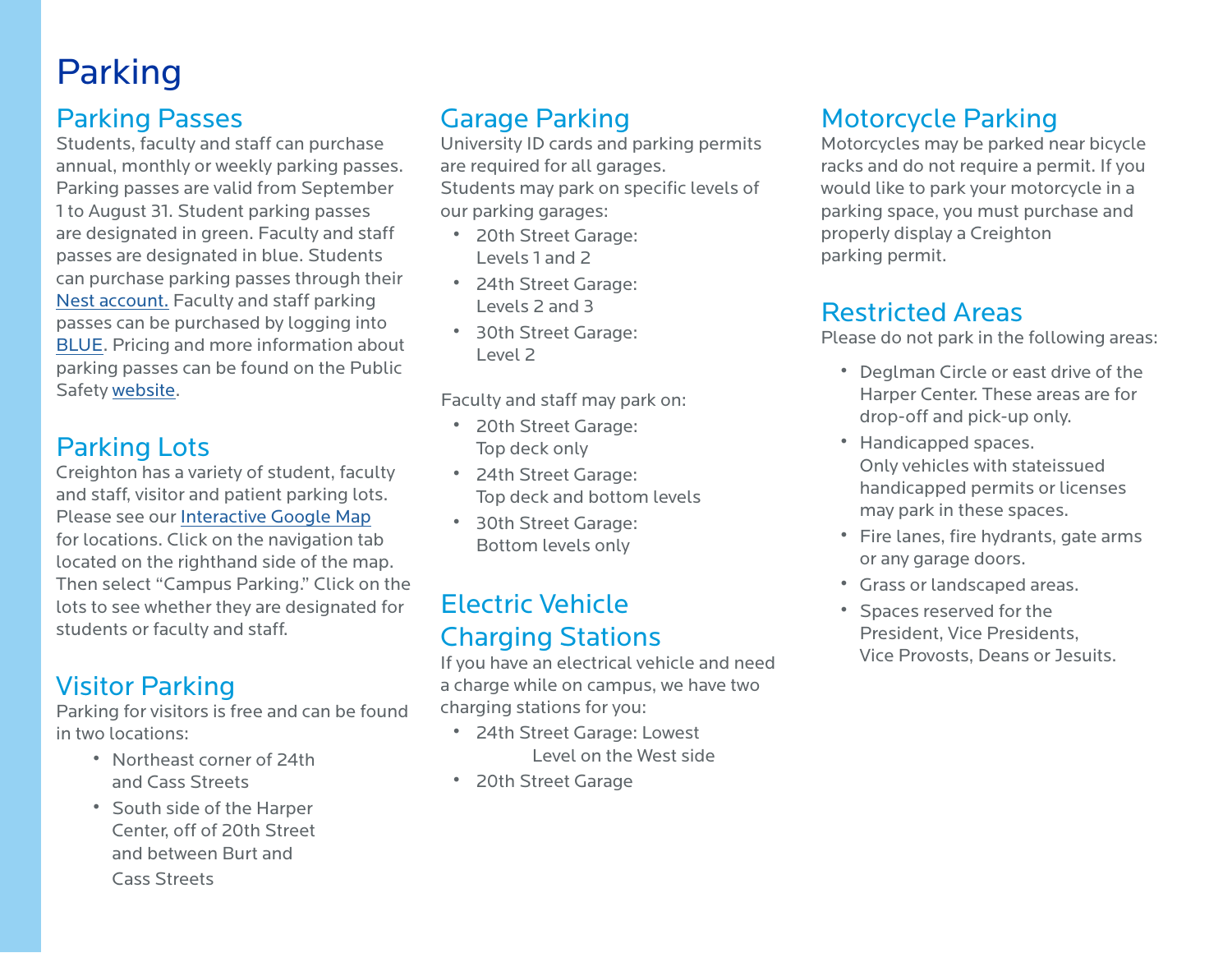# Parking

## Parking Passes

Students, faculty and staff can purchase annual, monthly or weekly parking passes. Parking passes are valid from September 1 to August 31. Student parking passes are designated in green. Faculty and staff passes are designated in blue. Students can purchase parking passes through their Nest account. Faculty and staff parking passes can be purchased by logging into BLUE. Pricing and more information about parking passes can be found on the Public Safety website.

## Parking Lots

Creighton has a variety of student, faculty and staff, visitor and patient parking lots. Please see our Interactive Google Map for locations. Click on the navigation tab located on the righthand side of the map. Then select "Campus Parking." Click on the lots to see whether they are designated for students or faculty and staff.

## Visitor Parking

Parking for visitors is free and can be found in two locations:

- Northeast corner of 24th and Cass Streets
- South side of the Harper Center, off of 20th Street and between Burt and Cass Streets

## Garage Parking

University ID cards and parking permits are required for all garages.
Students may park on specific levels of our parking garages:

- 20th Street Garage: Levels 1 and 2
- 24th Street Garage: Levels 2 and 3
- 30th Street Garage: Level 2

Faculty and staff may park on:

- 20th Street Garage: Top deck only
- 24th Street Garage: Top deck and bottom levels
- 30th Street Garage: Bottom levels only

## Electric Vehicle Charging Stations

If you have an electrical vehicle and need a charge while on campus, we have two charging stations for you:

- 24th Street Garage: Lowest Level on the West side
- 20th Street Garage

## Motorcycle Parking

Motorcycles may be parked near bicycle racks and do not require a permit. If you would like to park your motorcycle in a parking space, you must purchase and properly display a Creighton parking permit.

## Restricted Areas

Please do not park in the following areas:

- Deglman Circle or east drive of the Harper Center. These areas are for drop-off and pick-up only.
- Handicapped spaces. Only vehicles with stateissued handicapped permits or licenses may park in these spaces.
- Fire lanes, fire hydrants, gate arms or any garage doors.
- Grass or landscaped areas.
- Spaces reserved for the President, Vice Presidents, Vice Provosts, Deans or Jesuits.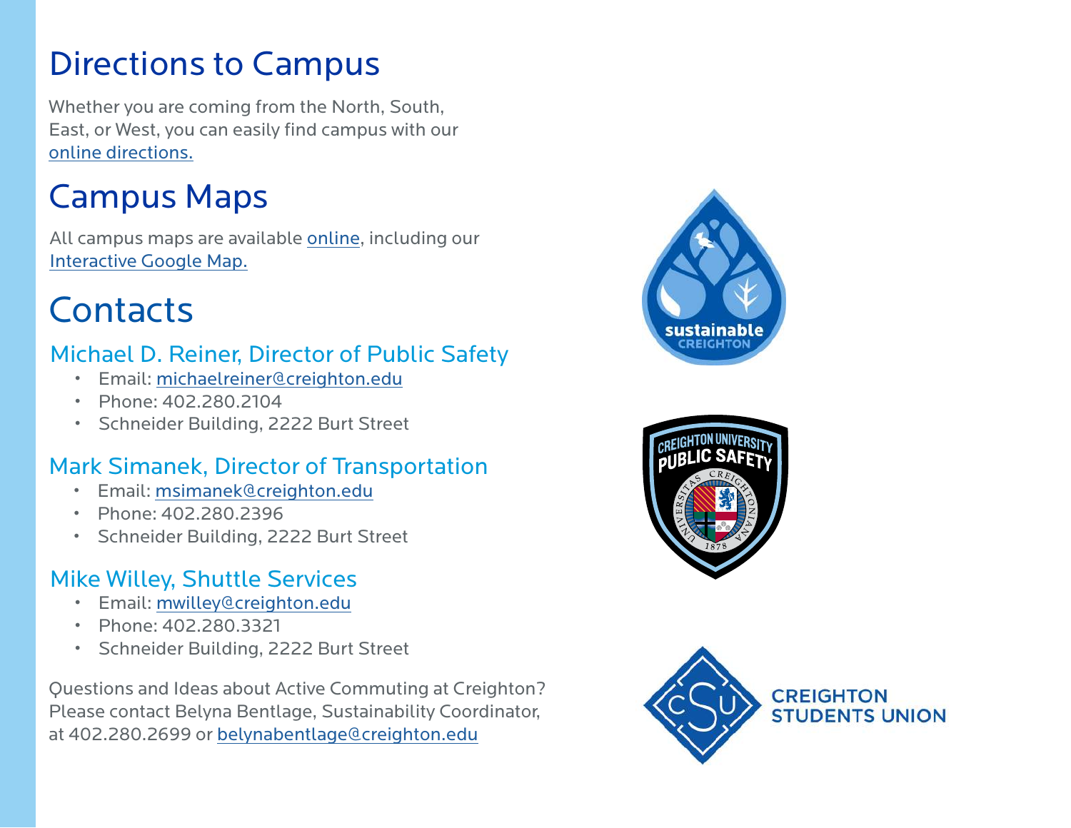# Directions to Campus

Whether you are coming from the North, South, East, or West, you can easily find campus with our online directions.

# Campus Maps

All campus maps are available online, including our Interactive Google Map.

# Contacts

## Michael D. Reiner, Director of Public Safety

- Email: michaelreiner@creighton.edu
- Phone: 402.280.2104
- Schneider Building, 2222 Burt Street

## Mark Simanek, Director of Transportation

- Email: msimanek@creighton.edu
- Phone: 402.280.2396
- Schneider Building, 2222 Burt Street

## Mike Willey, Shuttle Services

- Email: mwilley@creighton.edu
- Phone: 402.280.3321
- Schneider Building, 2222 Burt Street

Questions and Ideas about Active Commuting at Creighton? Please contact Belyna Bentlage, Sustainability Coordinator, at 402.280.2699 or belynabentlage@creighton.edu

sustainable CREIGHTON

CREIGHTON UNIVERSITY PUBLIC SAFETY

CREIGHTON STUDENTS UNION